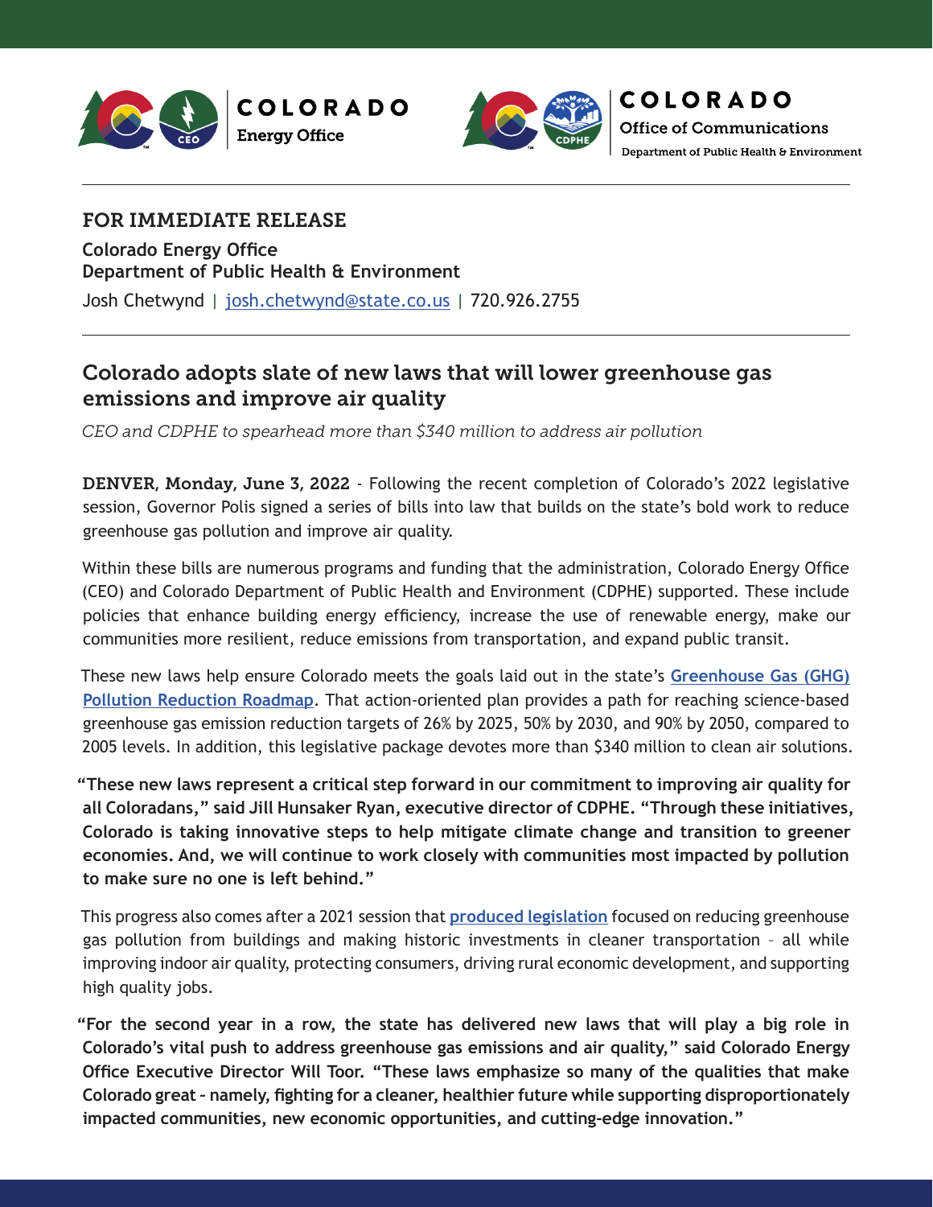COLORADO
Energy Office

COLORADO
Office of Communications
Department of Public Health & Environment

---

## FOR IMMEDIATE RELEASE

**Colorado Energy Office**
**Department of Public Health & Environment**
Josh Chetwynd | josh.chetwynd@state.co.us | 720.926.2755

---

# Colorado adopts slate of new laws that will lower greenhouse gas emissions and improve air quality

*CEO and CDPHE to spearhead more than $340 million to address air pollution*

**DENVER, Monday, June 3, 2022** - Following the recent completion of Colorado's 2022 legislative session, Governor Polis signed a series of bills into law that builds on the state's bold work to reduce greenhouse gas pollution and improve air quality.

Within these bills are numerous programs and funding that the administration, Colorado Energy Office (CEO) and Colorado Department of Public Health and Environment (CDPHE) supported. These include policies that enhance building energy efficiency, increase the use of renewable energy, make our communities more resilient, reduce emissions from transportation, and expand public transit.

These new laws help ensure Colorado meets the goals laid out in the state's **Greenhouse Gas (GHG) Pollution Reduction Roadmap**. That action-oriented plan provides a path for reaching science-based greenhouse gas emission reduction targets of 26% by 2025, 50% by 2030, and 90% by 2050, compared to 2005 levels. In addition, this legislative package devotes more than $340 million to clean air solutions.

**"These new laws represent a critical step forward in our commitment to improving air quality for all Coloradans," said Jill Hunsaker Ryan, executive director of CDPHE. "Through these initiatives, Colorado is taking innovative steps to help mitigate climate change and transition to greener economies. And, we will continue to work closely with communities most impacted by pollution to make sure no one is left behind."**

This progress also comes after a 2021 session that **produced legislation** focused on reducing greenhouse gas pollution from buildings and making historic investments in cleaner transportation – all while improving indoor air quality, protecting consumers, driving rural economic development, and supporting high quality jobs.

**"For the second year in a row, the state has delivered new laws that will play a big role in Colorado's vital push to address greenhouse gas emissions and air quality," said Colorado Energy Office Executive Director Will Toor. "These laws emphasize so many of the qualities that make Colorado great - namely, fighting for a cleaner, healthier future while supporting disproportionately impacted communities, new economic opportunities, and cutting-edge innovation."**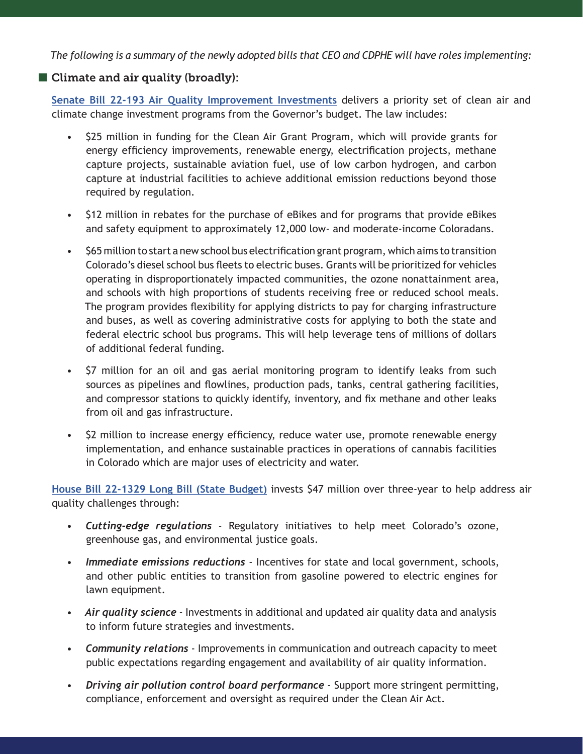*The following is a summary of the newly adopted bills that CEO and CDPHE will have roles implementing:*

## Climate and air quality (broadly):

**Senate Bill 22-193 Air Quality Improvement Investments** delivers a priority set of clean air and climate change investment programs from the Governor's budget. The law includes:

- $25 million in funding for the Clean Air Grant Program, which will provide grants for energy efficiency improvements, renewable energy, electrification projects, methane capture projects, sustainable aviation fuel, use of low carbon hydrogen, and carbon capture at industrial facilities to achieve additional emission reductions beyond those required by regulation.
- $12 million in rebates for the purchase of eBikes and for programs that provide eBikes and safety equipment to approximately 12,000 low- and moderate-income Coloradans.
- $65 million to start a new school bus electrification grant program, which aims to transition Colorado's diesel school bus fleets to electric buses. Grants will be prioritized for vehicles operating in disproportionately impacted communities, the ozone nonattainment area, and schools with high proportions of students receiving free or reduced school meals. The program provides flexibility for applying districts to pay for charging infrastructure and buses, as well as covering administrative costs for applying to both the state and federal electric school bus programs. This will help leverage tens of millions of dollars of additional federal funding.
- $7 million for an oil and gas aerial monitoring program to identify leaks from such sources as pipelines and flowlines, production pads, tanks, central gathering facilities, and compressor stations to quickly identify, inventory, and fix methane and other leaks from oil and gas infrastructure.
- $2 million to increase energy efficiency, reduce water use, promote renewable energy implementation, and enhance sustainable practices in operations of cannabis facilities in Colorado which are major uses of electricity and water.

**House Bill 22-1329 Long Bill (State Budget)** invests $47 million over three-year to help address air quality challenges through:

- ***Cutting-edge regulations*** - Regulatory initiatives to help meet Colorado's ozone, greenhouse gas, and environmental justice goals.
- ***Immediate emissions reductions*** - Incentives for state and local government, schools, and other public entities to transition from gasoline powered to electric engines for lawn equipment.
- ***Air quality science*** - Investments in additional and updated air quality data and analysis to inform future strategies and investments.
- ***Community relations*** - Improvements in communication and outreach capacity to meet public expectations regarding engagement and availability of air quality information.
- ***Driving air pollution control board performance*** - Support more stringent permitting, compliance, enforcement and oversight as required under the Clean Air Act.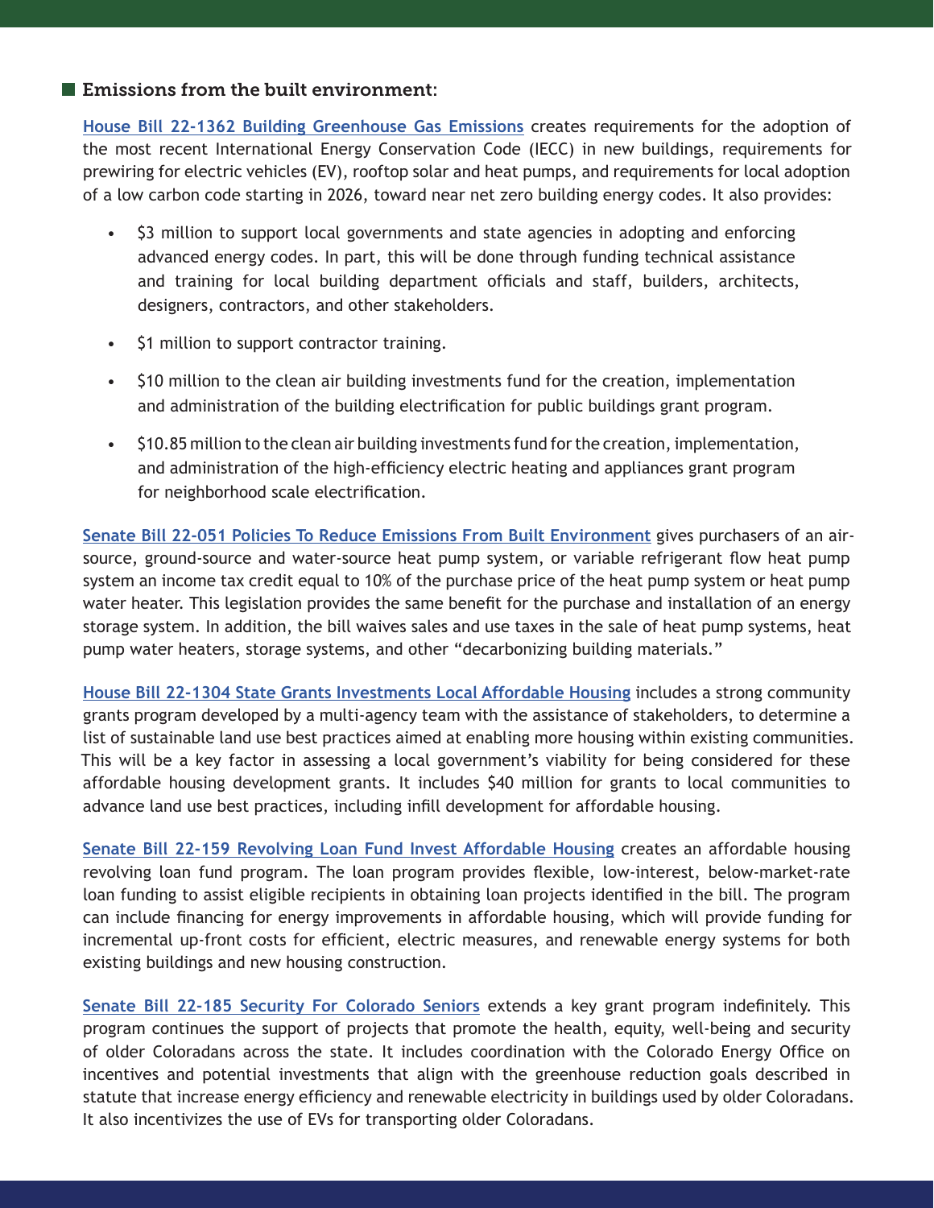## Emissions from the built environment:

**House Bill 22-1362 Building Greenhouse Gas Emissions** creates requirements for the adoption of the most recent International Energy Conservation Code (IECC) in new buildings, requirements for prewiring for electric vehicles (EV), rooftop solar and heat pumps, and requirements for local adoption of a low carbon code starting in 2026, toward near net zero building energy codes. It also provides:

- $3 million to support local governments and state agencies in adopting and enforcing advanced energy codes. In part, this will be done through funding technical assistance and training for local building department officials and staff, builders, architects, designers, contractors, and other stakeholders.
- $1 million to support contractor training.
- $10 million to the clean air building investments fund for the creation, implementation and administration of the building electrification for public buildings grant program.
- $10.85 million to the clean air building investments fund for the creation, implementation, and administration of the high-efficiency electric heating and appliances grant program for neighborhood scale electrification.

**Senate Bill 22-051 Policies To Reduce Emissions From Built Environment** gives purchasers of an air-source, ground-source and water-source heat pump system, or variable refrigerant flow heat pump system an income tax credit equal to 10% of the purchase price of the heat pump system or heat pump water heater. This legislation provides the same benefit for the purchase and installation of an energy storage system. In addition, the bill waives sales and use taxes in the sale of heat pump systems, heat pump water heaters, storage systems, and other "decarbonizing building materials."

**House Bill 22-1304 State Grants Investments Local Affordable Housing** includes a strong community grants program developed by a multi-agency team with the assistance of stakeholders, to determine a list of sustainable land use best practices aimed at enabling more housing within existing communities. This will be a key factor in assessing a local government's viability for being considered for these affordable housing development grants. It includes $40 million for grants to local communities to advance land use best practices, including infill development for affordable housing.

**Senate Bill 22-159 Revolving Loan Fund Invest Affordable Housing** creates an affordable housing revolving loan fund program. The loan program provides flexible, low-interest, below-market-rate loan funding to assist eligible recipients in obtaining loan projects identified in the bill. The program can include financing for energy improvements in affordable housing, which will provide funding for incremental up-front costs for efficient, electric measures, and renewable energy systems for both existing buildings and new housing construction.

**Senate Bill 22-185 Security For Colorado Seniors** extends a key grant program indefinitely. This program continues the support of projects that promote the health, equity, well-being and security of older Coloradans across the state. It includes coordination with the Colorado Energy Office on incentives and potential investments that align with the greenhouse reduction goals described in statute that increase energy efficiency and renewable electricity in buildings used by older Coloradans. It also incentivizes the use of EVs for transporting older Coloradans.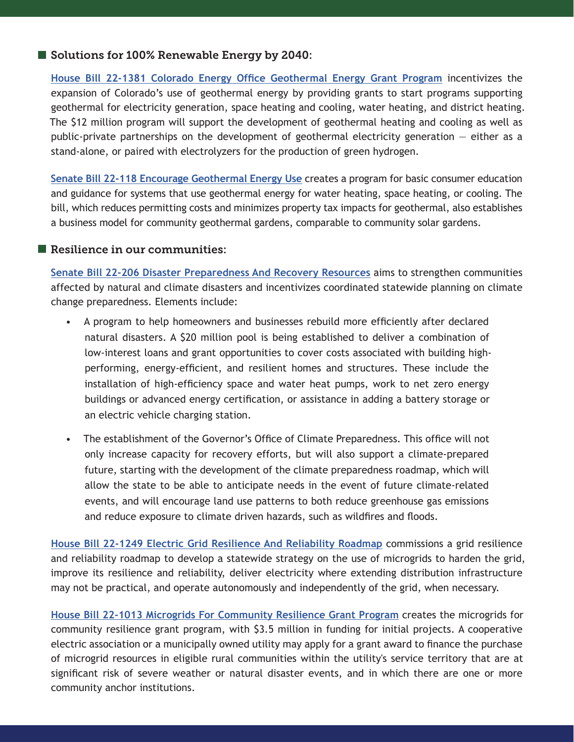## Solutions for 100% Renewable Energy by 2040:

**House Bill 22-1381 Colorado Energy Office Geothermal Energy Grant Program** incentivizes the expansion of Colorado's use of geothermal energy by providing grants to start programs supporting geothermal for electricity generation, space heating and cooling, water heating, and district heating. The $12 million program will support the development of geothermal heating and cooling as well as public-private partnerships on the development of geothermal electricity generation — either as a stand-alone, or paired with electrolyzers for the production of green hydrogen.

**Senate Bill 22-118 Encourage Geothermal Energy Use** creates a program for basic consumer education and guidance for systems that use geothermal energy for water heating, space heating, or cooling. The bill, which reduces permitting costs and minimizes property tax impacts for geothermal, also establishes a business model for community geothermal gardens, comparable to community solar gardens.

## Resilience in our communities:

**Senate Bill 22-206 Disaster Preparedness And Recovery Resources** aims to strengthen communities affected by natural and climate disasters and incentivizes coordinated statewide planning on climate change preparedness. Elements include:

- A program to help homeowners and businesses rebuild more efficiently after declared natural disasters. A $20 million pool is being established to deliver a combination of low-interest loans and grant opportunities to cover costs associated with building high-performing, energy-efficient, and resilient homes and structures. These include the installation of high-efficiency space and water heat pumps, work to net zero energy buildings or advanced energy certification, or assistance in adding a battery storage or an electric vehicle charging station.
- The establishment of the Governor's Office of Climate Preparedness. This office will not only increase capacity for recovery efforts, but will also support a climate-prepared future, starting with the development of the climate preparedness roadmap, which will allow the state to be able to anticipate needs in the event of future climate-related events, and will encourage land use patterns to both reduce greenhouse gas emissions and reduce exposure to climate driven hazards, such as wildfires and floods.

**House Bill 22-1249 Electric Grid Resilience And Reliability Roadmap** commissions a grid resilience and reliability roadmap to develop a statewide strategy on the use of microgrids to harden the grid, improve its resilience and reliability, deliver electricity where extending distribution infrastructure may not be practical, and operate autonomously and independently of the grid, when necessary.

**House Bill 22-1013 Microgrids For Community Resilience Grant Program** creates the microgrids for community resilience grant program, with $3.5 million in funding for initial projects. A cooperative electric association or a municipally owned utility may apply for a grant award to finance the purchase of microgrid resources in eligible rural communities within the utility's service territory that are at significant risk of severe weather or natural disaster events, and in which there are one or more community anchor institutions.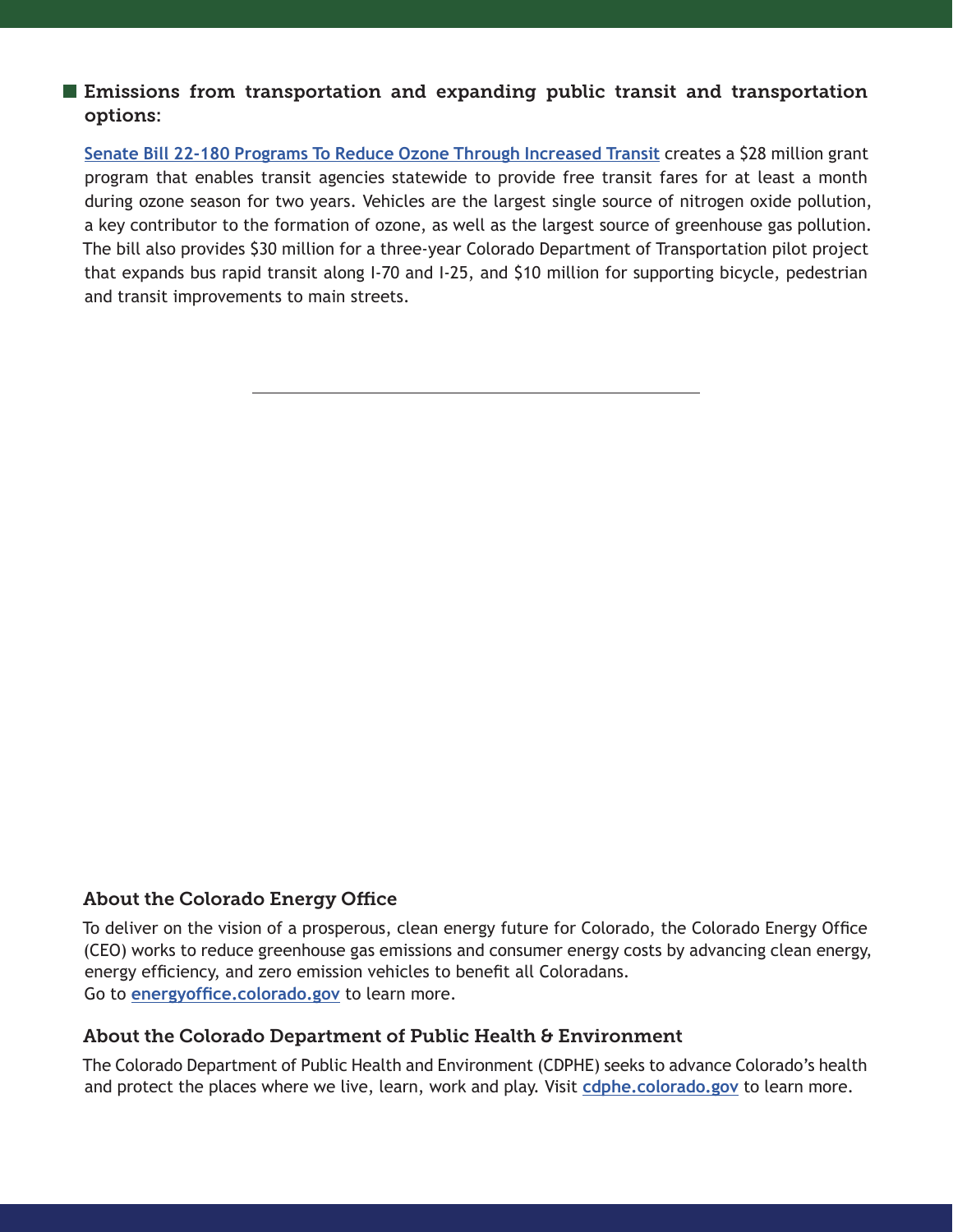- **Emissions from transportation and expanding public transit and transportation options:**

  Senate Bill 22-180 Programs To Reduce Ozone Through Increased Transit creates a $28 million grant program that enables transit agencies statewide to provide free transit fares for at least a month during ozone season for two years. Vehicles are the largest single source of nitrogen oxide pollution, a key contributor to the formation of ozone, as well as the largest source of greenhouse gas pollution. The bill also provides $30 million for a three-year Colorado Department of Transportation pilot project that expands bus rapid transit along I-70 and I-25, and $10 million for supporting bicycle, pedestrian and transit improvements to main streets.

---

### About the Colorado Energy Office

To deliver on the vision of a prosperous, clean energy future for Colorado, the Colorado Energy Office (CEO) works to reduce greenhouse gas emissions and consumer energy costs by advancing clean energy, energy efficiency, and zero emission vehicles to benefit all Coloradans.
Go to **energyoffice.colorado.gov** to learn more.

### About the Colorado Department of Public Health & Environment

The Colorado Department of Public Health and Environment (CDPHE) seeks to advance Colorado's health and protect the places where we live, learn, work and play. Visit **cdphe.colorado.gov** to learn more.